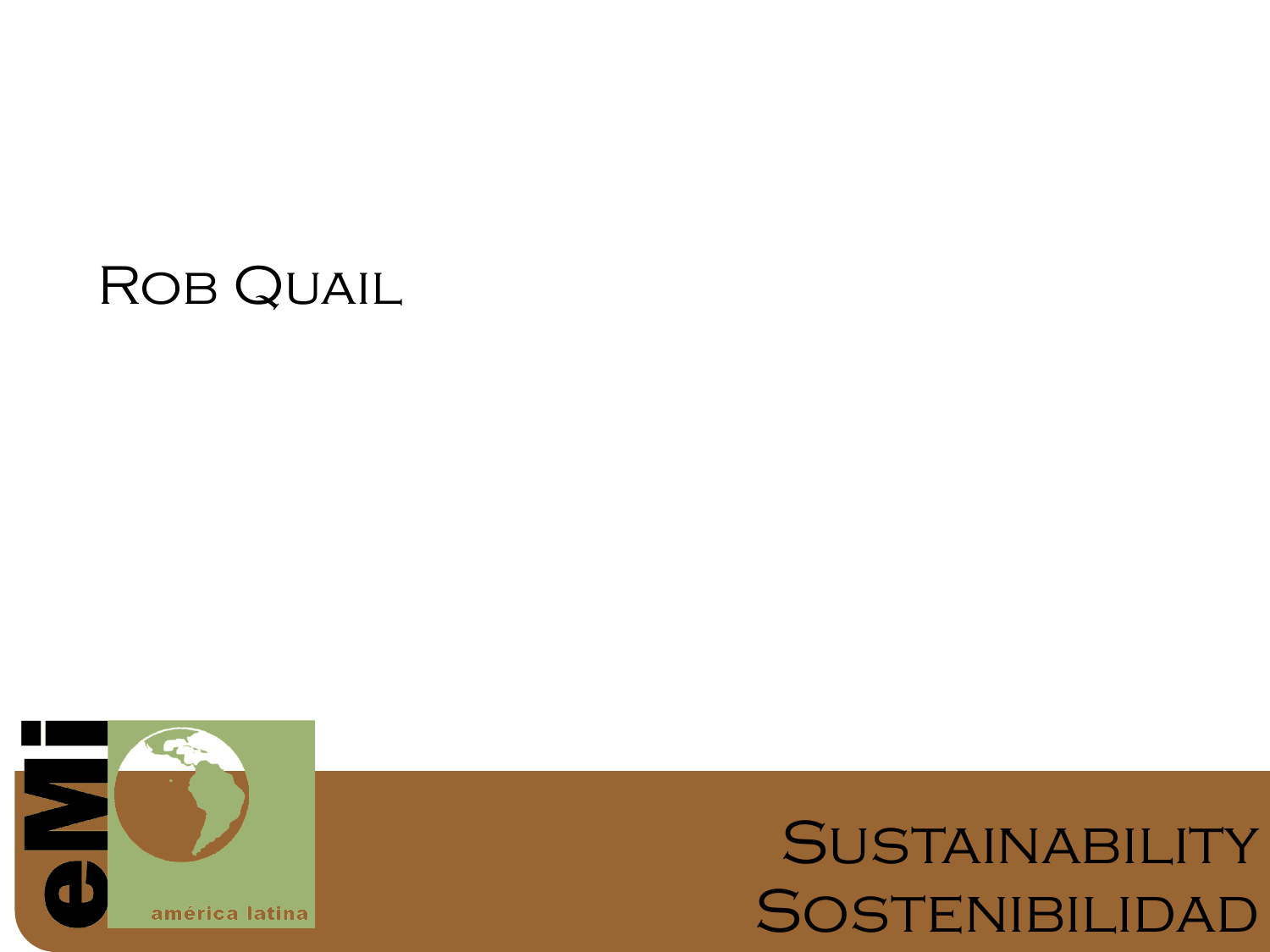Rob Quail

eMi

américa latina

# Sustainability
# Sostenibilidad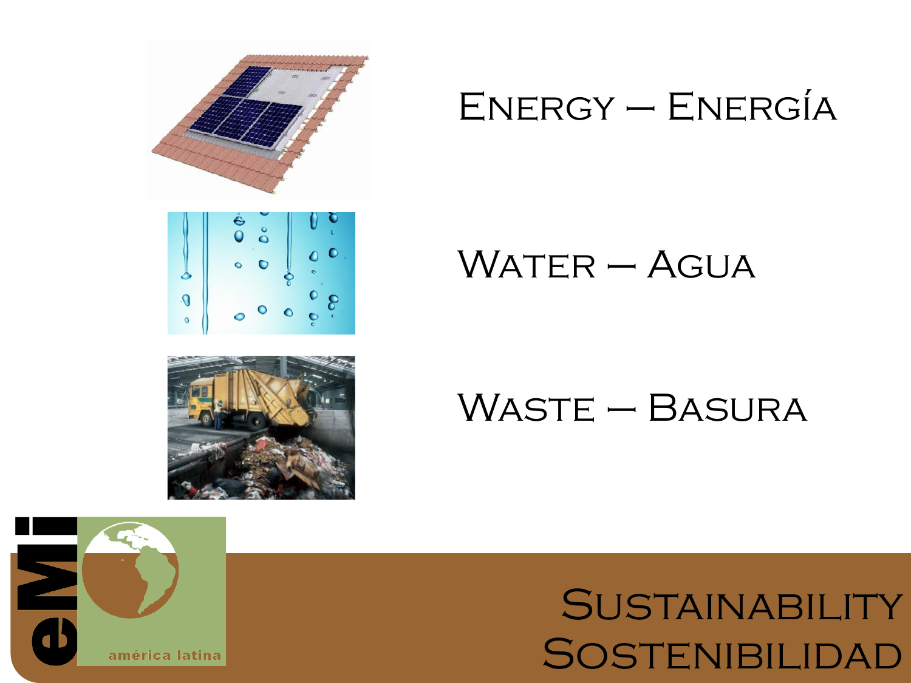Energy – Energía

Water – Agua

Waste – Basura

# Sustainability
# Sostenibilidad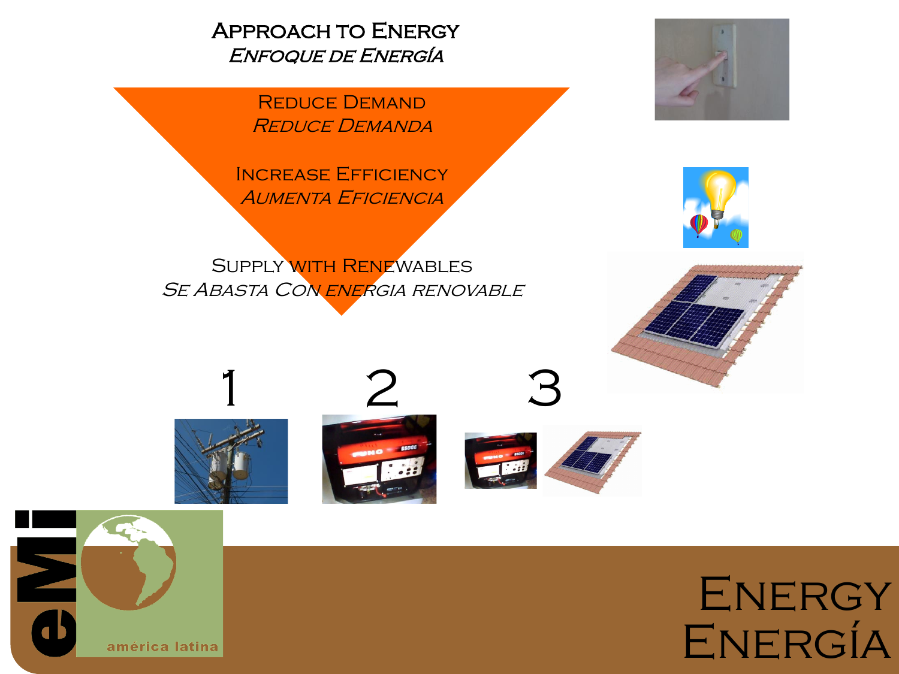# Approach to Energy
## *Enfoque de Energía*

Reduce Demand
*Reduce Demanda*

Increase Efficiency
*Aumenta Eficiencia*

Supply with Renewables
*Se Abasta Con energia renovable*

1

2

3

# Energy
# Energía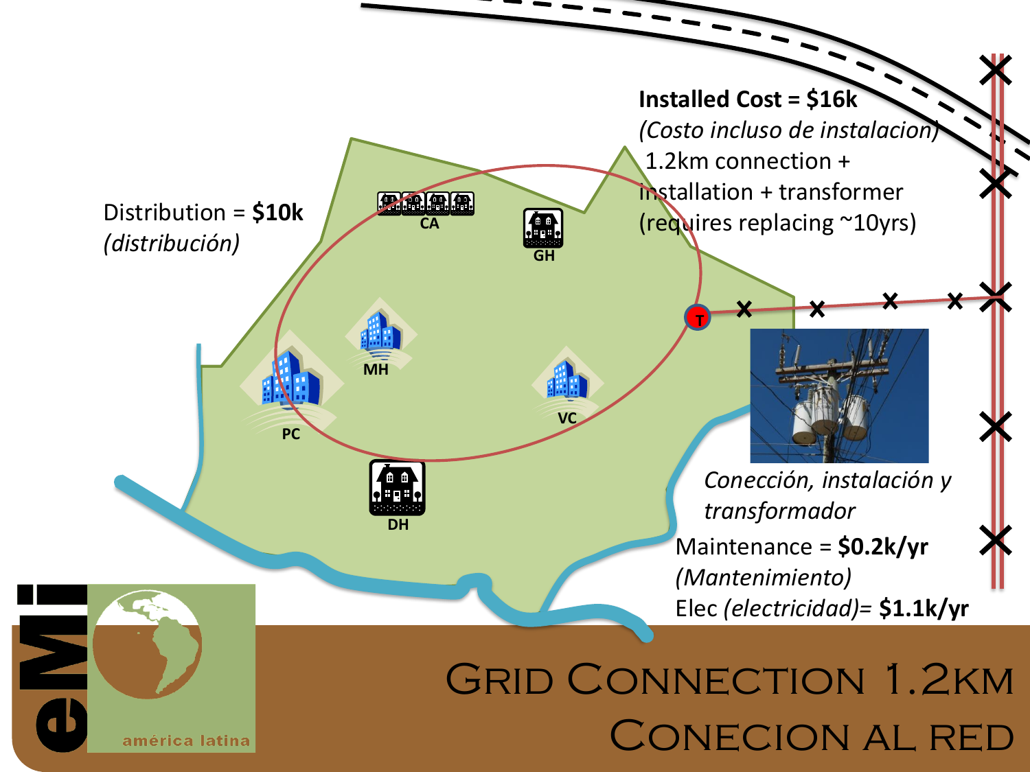# Grid Connection 1.2km
# Conecion al red

Distribution = **$10k**
*(distribución)*

**Installed Cost = $16k**
*(Costo incluso de instalacion)*
1.2km connection +
installation + transformer
(requires replacing ~10yrs)

*Conección, instalación y transformador*

Maintenance = **$0.2k/yr**
*(Mantenimiento)*
Elec *(electricidad)*= **$1.1k/yr**

CA

GH

MH

PC

VC

DH

T

eMi

américa latina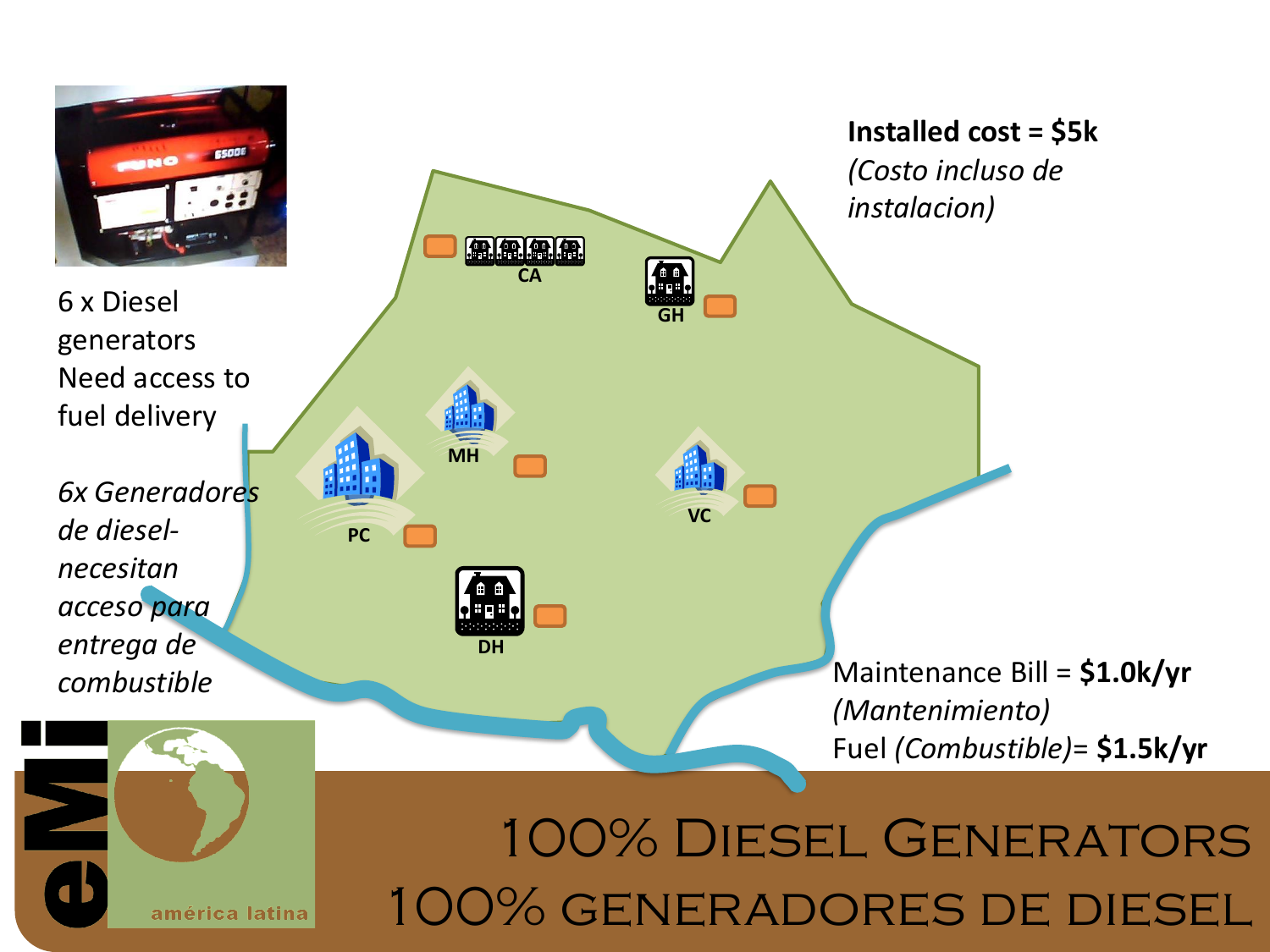# 100% Diesel Generators

# 100% generadores de diesel

6 x Diesel generators
Need access to fuel delivery

*6x Generadores de diesel- necesitan acceso para entrega de combustible*

**Installed cost = $5k**
*(Costo incluso de instalacion)*

Maintenance Bill = **$1.0k/yr**
*(Mantenimiento)*
Fuel *(Combustible)*= **$1.5k/yr**

CA

GH

MH

PC

VC

DH

eMi

américa latina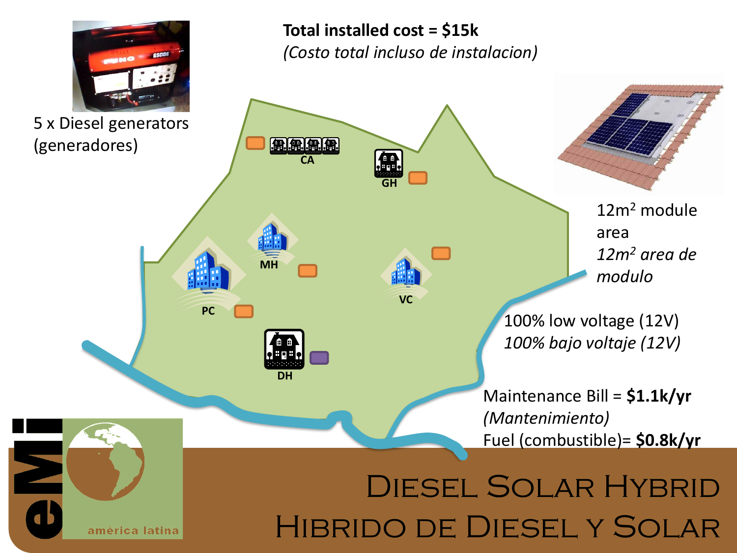# Diesel Solar Hybrid
# Hibrido de Diesel y Solar

**Total installed cost = $15k**
*(Costo total incluso de instalacion)*

5 x Diesel generators (generadores)

$12m^2$ module area
*$12m^2$ area de modulo*

100% low voltage (12V)
*100% bajo voltaje (12V)*

Maintenance Bill = **$1.1k/yr**
*(Mantenimiento)*
Fuel (combustible)= **$0.8k/yr**

CA
GH
MH
PC
VC
DH

eMi américa latina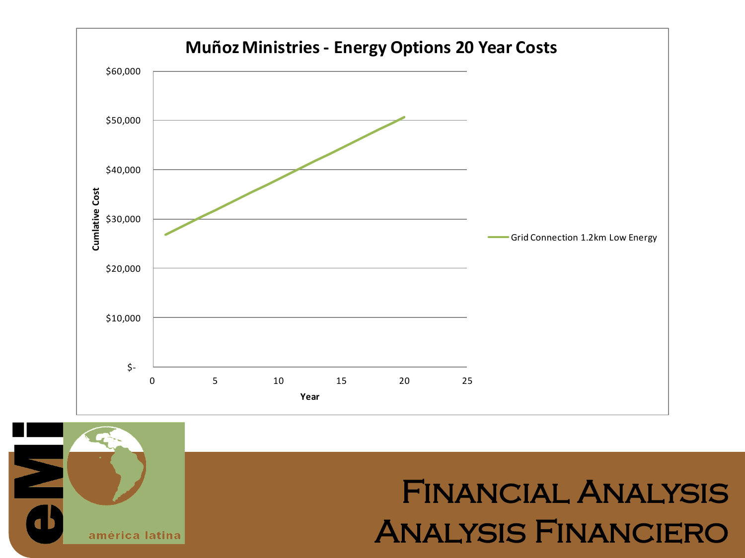# Muñoz Ministries - Energy Options 20 Year Costs

Cumlative Cost

$60,000
$50,000
$40,000
$30,000
$20,000
$10,000
$-

0 5 10 15 20 25

Year

Grid Connection 1.2km Low Energy

eMi

américa latina

# Financial Analysis
# Analysis Financiero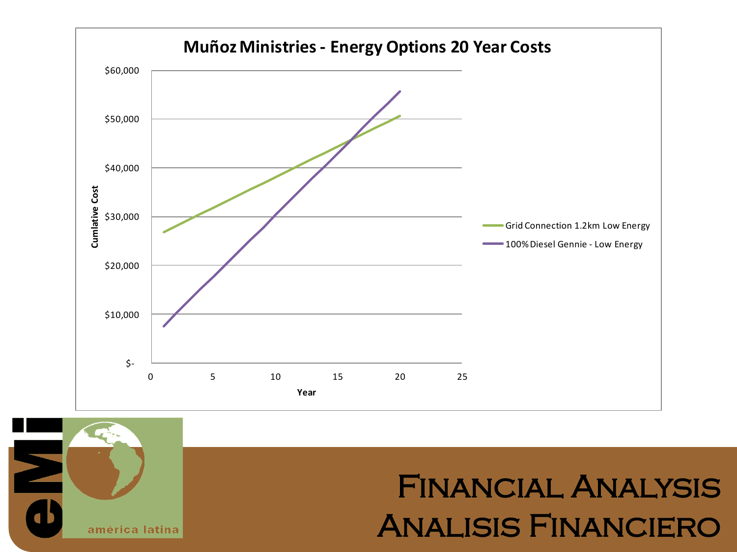# Financial Analysis
# Analisis Financiero

**Muñoz Ministries - Energy Options 20 Year Costs**

Cumlative Cost

$60,000
$50,000
$40,000
$30,000
$20,000
$10,000
$-

0 5 10 15 20 25

Year

- Grid Connection 1.2km Low Energy
- 100% Diesel Gennie - Low Energy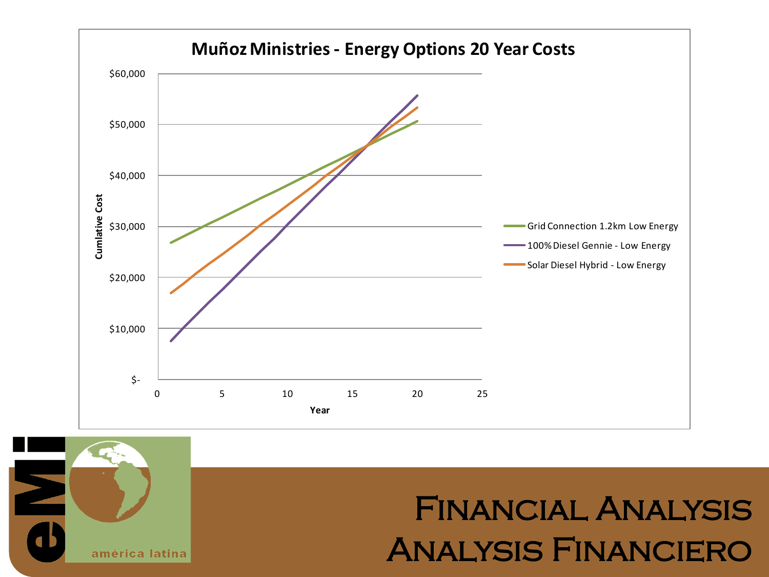# Muñoz Ministries - Energy Options 20 Year Costs

Cumlative Cost

$60,000
$50,000
$40,000
$30,000
$20,000
$10,000
$-

0 5 10 15 20 25

Year

- Grid Connection 1.2km Low Energy
- 100% Diesel Gennie - Low Energy
- Solar Diesel Hybrid - Low Energy

eMi américa latina

# Financial Analysis
# Analysis Financiero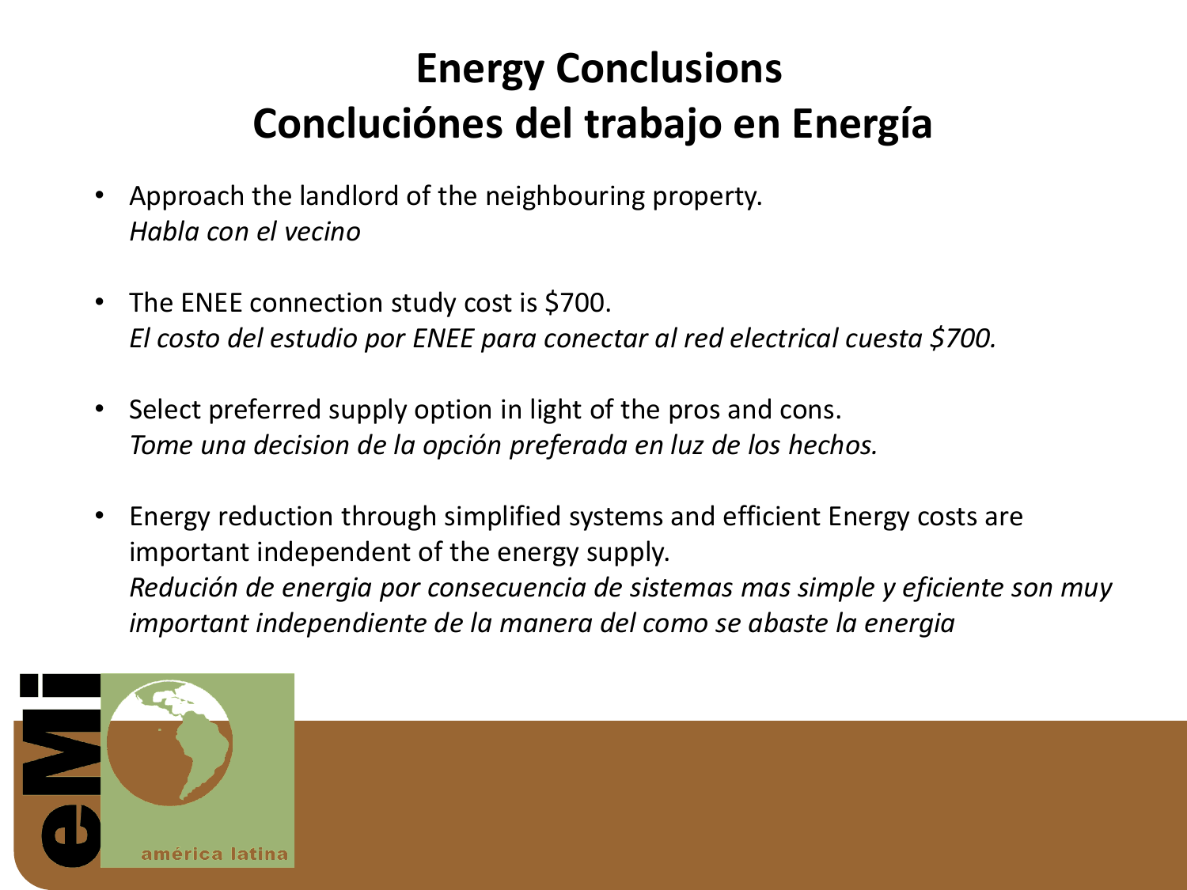# Energy Conclusions
# Concluciónes del trabajo en Energía

- Approach the landlord of the neighbouring property.
  *Habla con el vecino*

- The ENEE connection study cost is $700.
  *El costo del estudio por ENEE para conectar al red electrical cuesta $700.*

- Select preferred supply option in light of the pros and cons.
  *Tome una decision de la opción preferada en luz de los hechos.*

- Energy reduction through simplified systems and efficient Energy costs are important independent of the energy supply.
  *Redución de energia por consecuencia de sistemas mas simple y eficiente son muy important independiente de la manera del como se abaste la energia*

eMi américa latina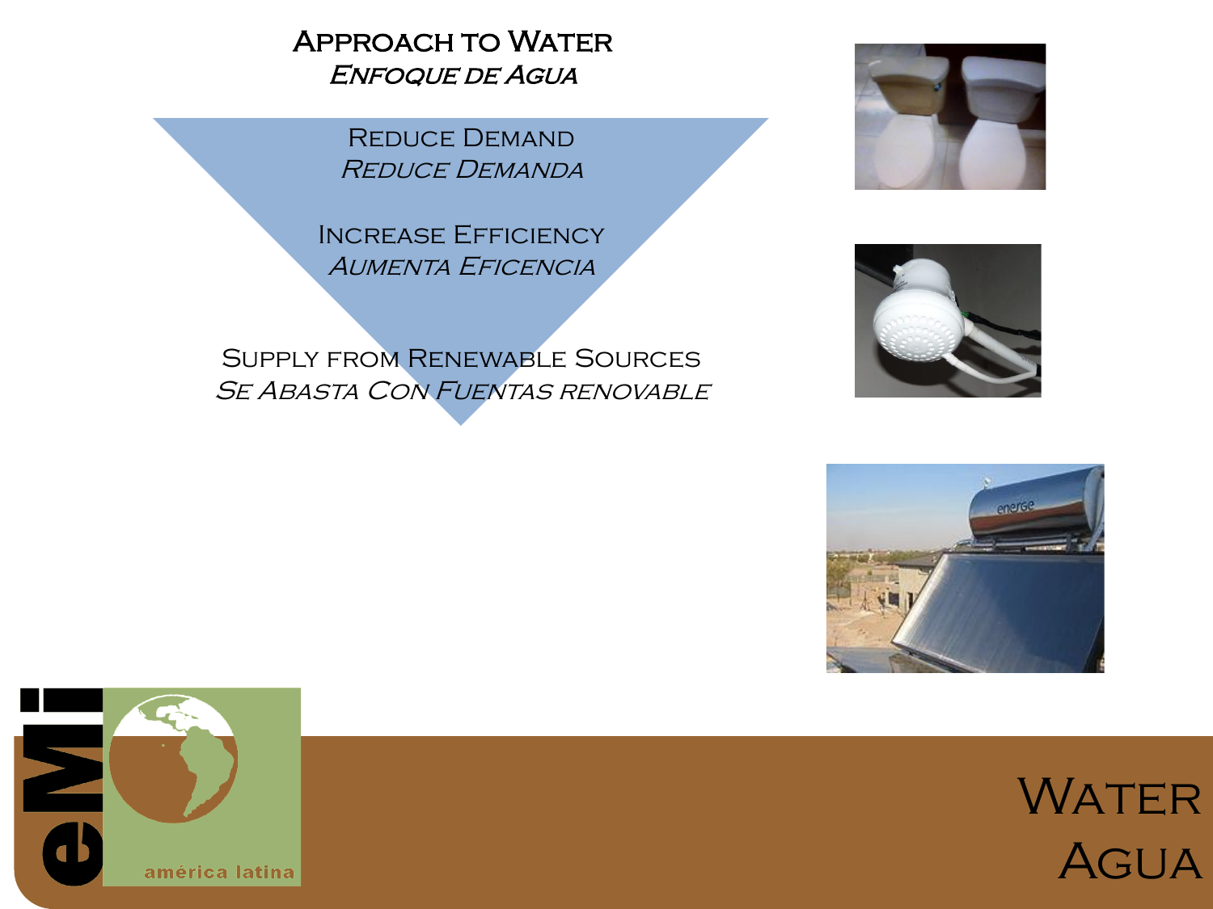# Approach to Water
## *Enfoque de Agua*

Reduce Demand
*Reduce Demanda*

Increase Efficiency
*Aumenta Eficencia*

Supply from Renewable Sources
*Se Abasta Con Fuentas renovable*

# Water
# Agua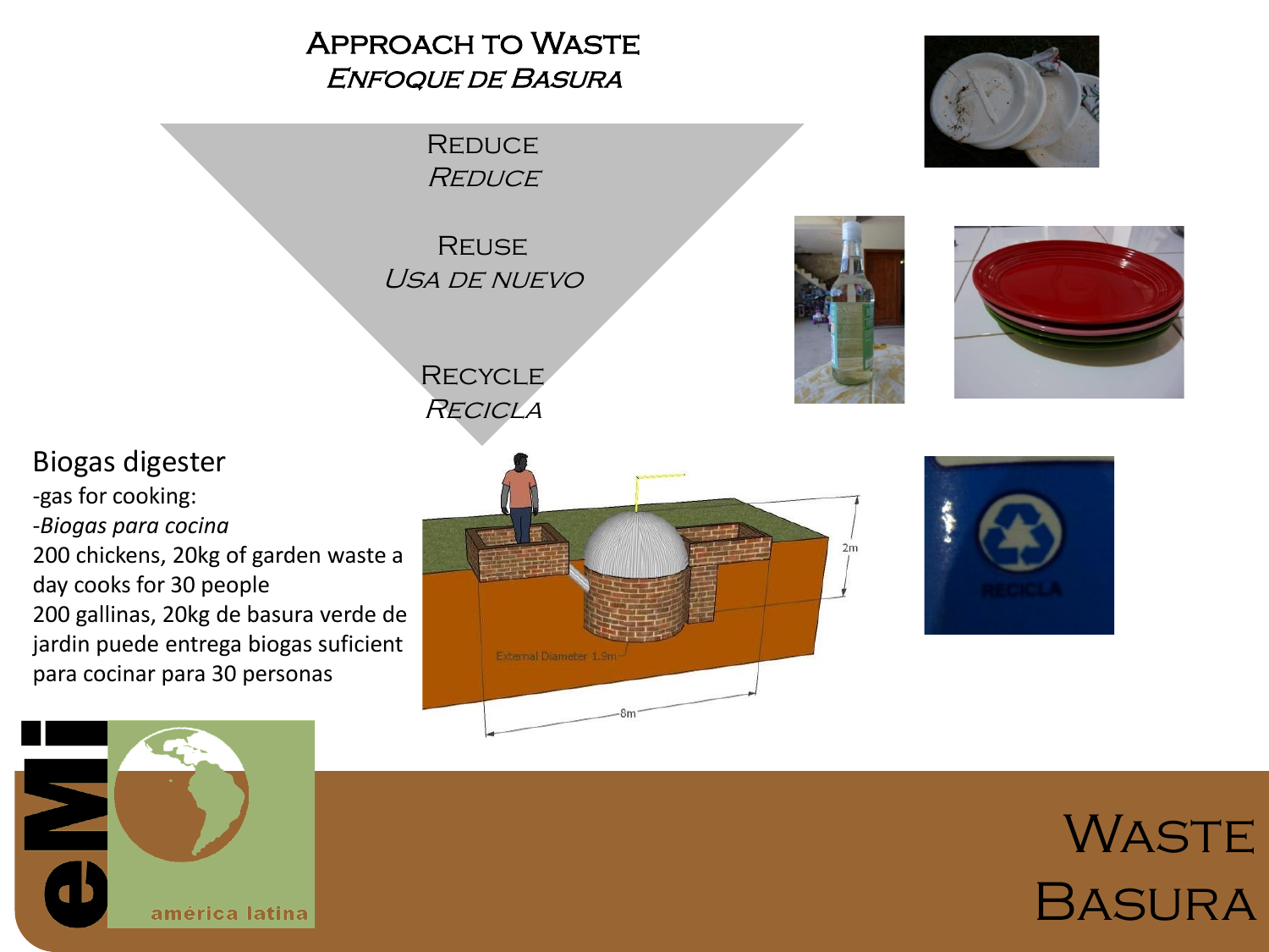# Approach to Waste
## *Enfoque de Basura*

Reduce
*Reduce*

Reuse
*Usa de nuevo*

Recycle
*Recicla*

**Biogas digester**

-gas for cooking:
*-Biogas para cocina*

200 chickens, 20kg of garden waste a day cooks for 30 people

200 gallinas, 20kg de basura verde de jardin puede entrega biogas suficient para cocinar para 30 personas

2m

External Diameter 1.9m

8m

RECICLA

eMi
américa latina

# Waste
# Basura